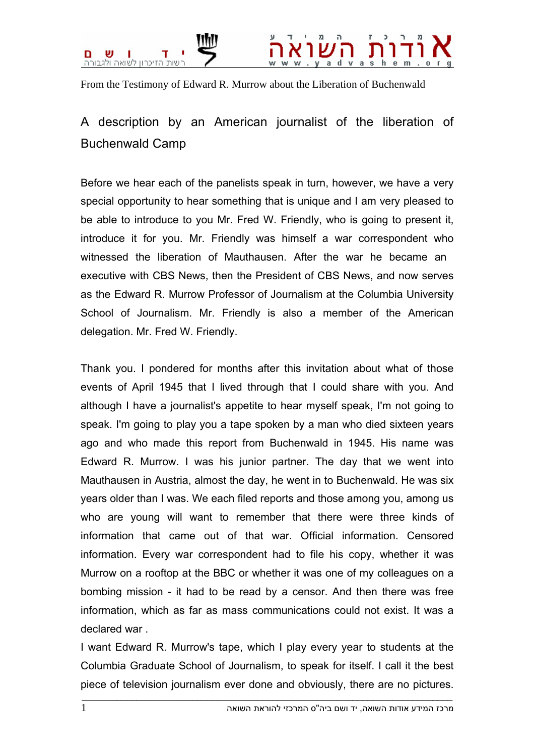From the Testimony of Edward R. Murrow about the Liberation of Buchenwald

## A description by an American journalist of the liberation of Buchenwald Camp

Before we hear each of the panelists speak in turn, however, we have a very special opportunity to hear something that is unique and I am very pleased to be able to introduce to you Mr. Fred W. Friendly, who is going to present it, introduce it for you. Mr. Friendly was himself a war correspondent who witnessed the liberation of Mauthausen. After the war he became an executive with CBS News, then the President of CBS News, and now serves as the Edward R. Murrow Professor of Journalism at the Columbia University School of Journalism. Mr. Friendly is also a member of the American delegation. Mr. Fred W. Friendly.

Thank you. I pondered for months after this invitation about what of those events of April 1945 that I lived through that I could share with you. And although I have a journalist's appetite to hear myself speak, I'm not going to speak. I'm going to play you a tape spoken by a man who died sixteen years ago and who made this report from Buchenwald in 1945. His name was Edward R. Murrow. I was his junior partner. The day that we went into Mauthausen in Austria, almost the day, he went in to Buchenwald. He was six years older than I was. We each filed reports and those among you, among us who are young will want to remember that there were three kinds of information that came out of that war. Official information. Censored information. Every war correspondent had to file his copy, whether it was Murrow on a rooftop at the BBC or whether it was one of my colleagues on a bombing mission - it had to be read by a censor. And then there was free information, which as far as mass communications could not exist. It was a declared war .

I want Edward R. Murrow's tape, which I play every year to students at the Columbia Graduate School of Journalism, to speak for itself. I call it the best piece of television journalism ever done and obviously, there are no pictures.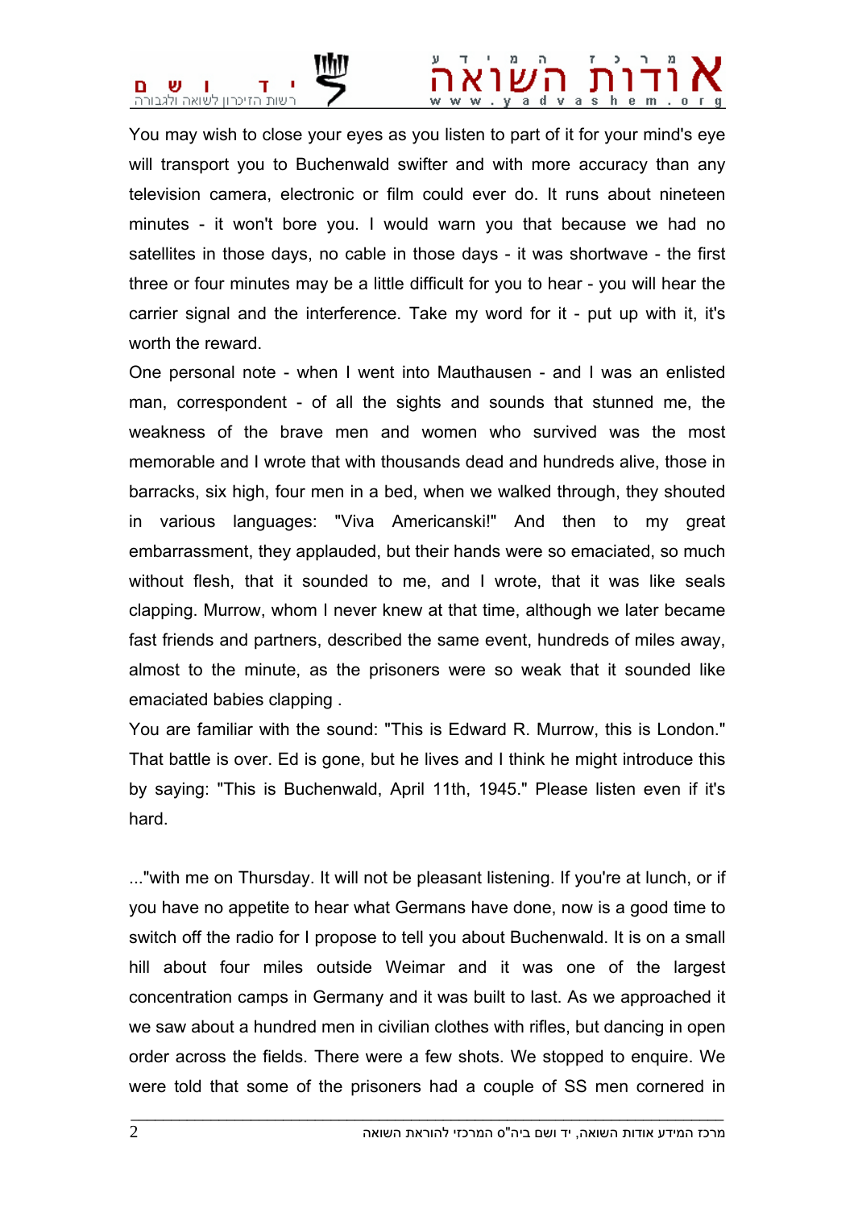You may wish to close your eyes as you listen to part of it for your mind's eye will transport you to Buchenwald swifter and with more accuracy than any television camera, electronic or film could ever do. It runs about nineteen minutes - it won't bore you. I would warn you that because we had no satellites in those days, no cable in those days - it was shortwave - the first three or four minutes may be a little difficult for you to hear - you will hear the carrier signal and the interference. Take my word for it - put up with it, it's worth the reward.

One personal note - when I went into Mauthausen - and I was an enlisted man, correspondent - of all the sights and sounds that stunned me, the weakness of the brave men and women who survived was the most memorable and I wrote that with thousands dead and hundreds alive, those in barracks, six high, four men in a bed, when we walked through, they shouted in various languages: "Viva Americanski!" And then to my great embarrassment, they applauded, but their hands were so emaciated, so much without flesh, that it sounded to me, and I wrote, that it was like seals clapping. Murrow, whom I never knew at that time, although we later became fast friends and partners, described the same event, hundreds of miles away, almost to the minute, as the prisoners were so weak that it sounded like emaciated babies clapping .

You are familiar with the sound: "This is Edward R. Murrow, this is London." That battle is over. Ed is gone, but he lives and I think he might introduce this by saying: "This is Buchenwald, April 11th, 1945." Please listen even if it's hard.

..."with me on Thursday. It will not be pleasant listening. If you're at lunch, or if you have no appetite to hear what Germans have done, now is a good time to switch off the radio for I propose to tell you about Buchenwald. It is on a small hill about four miles outside Weimar and it was one of the largest concentration camps in Germany and it was built to last. As we approached it we saw about a hundred men in civilian clothes with rifles, but dancing in open order across the fields. There were a few shots. We stopped to enquire. We were told that some of the prisoners had a couple of SS men cornered in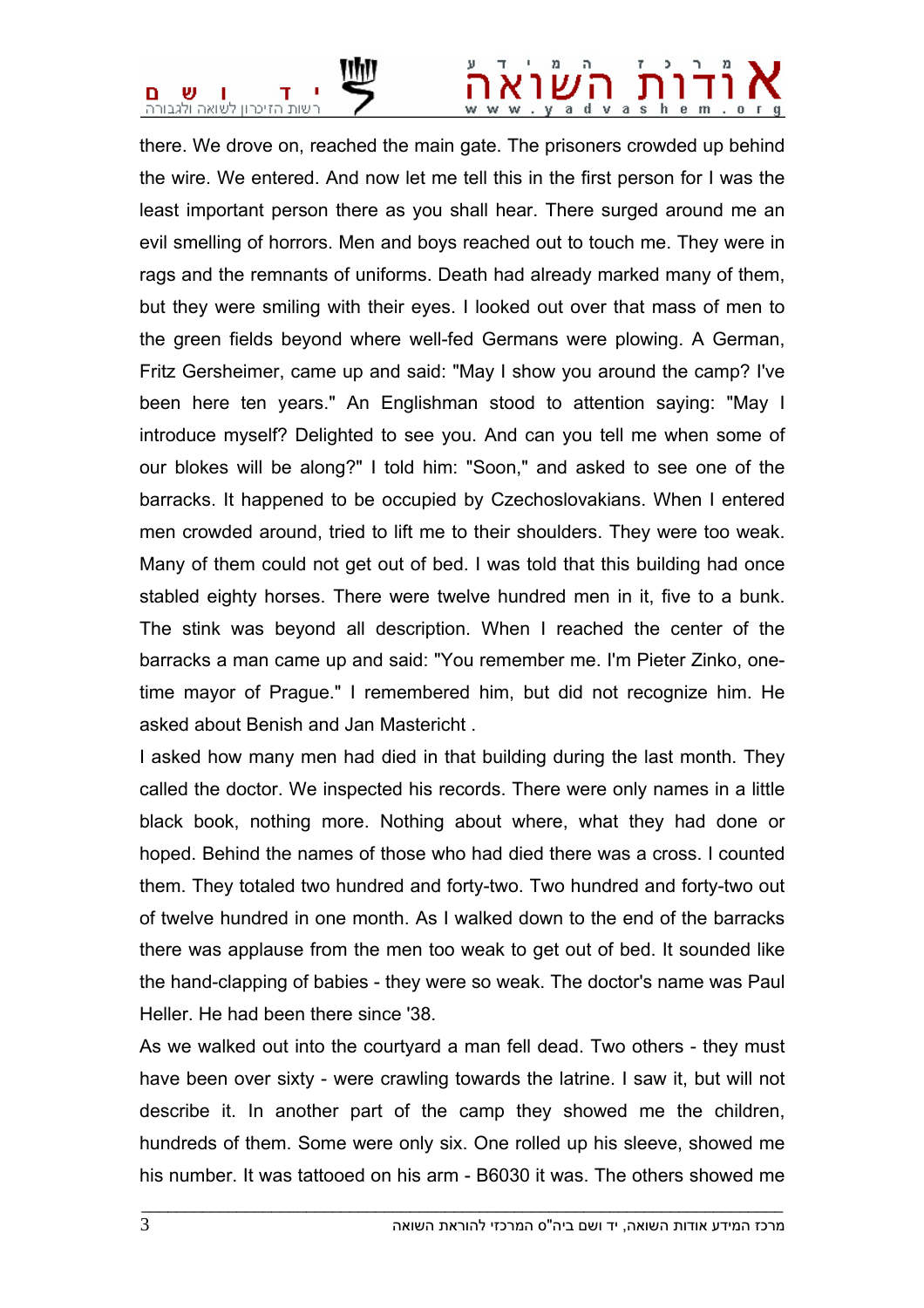there. We drove on, reached the main gate. The prisoners crowded up behind the wire. We entered. And now let me tell this in the first person for I was the least important person there as you shall hear. There surged around me an evil smelling of horrors. Men and boys reached out to touch me. They were in rags and the remnants of uniforms. Death had already marked many of them, but they were smiling with their eyes. I looked out over that mass of men to the green fields beyond where well-fed Germans were plowing. A German, Fritz Gersheimer, came up and said: "May I show you around the camp? I've been here ten years." An Englishman stood to attention saying: "May I introduce myself? Delighted to see you. And can you tell me when some of our blokes will be along?" I told him: "Soon," and asked to see one of the barracks. It happened to be occupied by Czechoslovakians. When I entered men crowded around, tried to lift me to their shoulders. They were too weak. Many of them could not get out of bed. I was told that this building had once stabled eighty horses. There were twelve hundred men in it, five to a bunk. The stink was beyond all description. When I reached the center of the barracks a man came up and said: "You remember me. I'm Pieter Zinko, one-time mayor of Prague." I remembered him, but did not recognize him. He asked about Benish and Jan Mastericht .

I asked how many men had died in that building during the last month. They called the doctor. We inspected his records. There were only names in a little black book, nothing more. Nothing about where, what they had done or hoped. Behind the names of those who had died there was a cross. I counted them. They totaled two hundred and forty-two. Two hundred and forty-two out of twelve hundred in one month. As I walked down to the end of the barracks there was applause from the men too weak to get out of bed. It sounded like the hand-clapping of babies - they were so weak. The doctor's name was Paul Heller. He had been there since '38.

As we walked out into the courtyard a man fell dead. Two others - they must have been over sixty - were crawling towards the latrine. I saw it, but will not describe it. In another part of the camp they showed me the children, hundreds of them. Some were only six. One rolled up his sleeve, showed me his number. It was tattooed on his arm - B6030 it was. The others showed me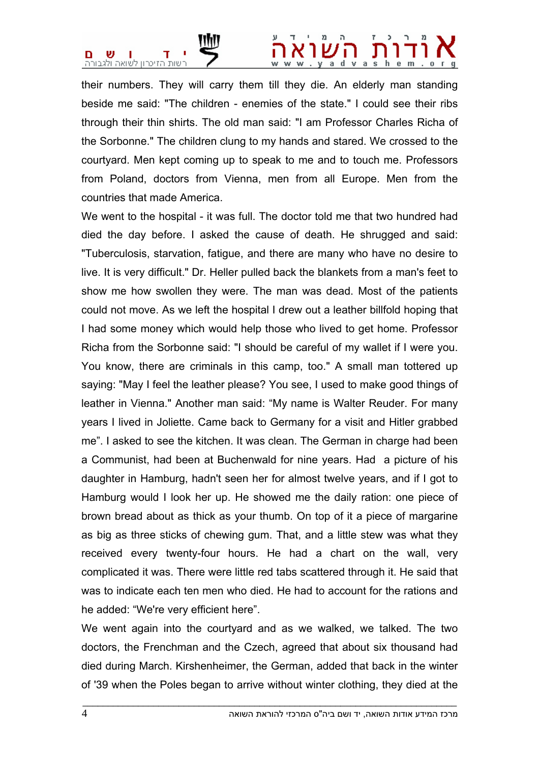their numbers. They will carry them till they die. An elderly man standing beside me said: "The children - enemies of the state." I could see their ribs through their thin shirts. The old man said: "I am Professor Charles Richa of the Sorbonne." The children clung to my hands and stared. We crossed to the courtyard. Men kept coming up to speak to me and to touch me. Professors from Poland, doctors from Vienna, men from all Europe. Men from the countries that made America.

We went to the hospital - it was full. The doctor told me that two hundred had died the day before. I asked the cause of death. He shrugged and said: "Tuberculosis, starvation, fatigue, and there are many who have no desire to live. It is very difficult." Dr. Heller pulled back the blankets from a man's feet to show me how swollen they were. The man was dead. Most of the patients could not move. As we left the hospital I drew out a leather billfold hoping that I had some money which would help those who lived to get home. Professor Richa from the Sorbonne said: "I should be careful of my wallet if I were you. You know, there are criminals in this camp, too." A small man tottered up saying: "May I feel the leather please? You see, I used to make good things of leather in Vienna." Another man said: “My name is Walter Reuder. For many years I lived in Joliette. Came back to Germany for a visit and Hitler grabbed me”. I asked to see the kitchen. It was clean. The German in charge had been a Communist, had been at Buchenwald for nine years. Had a picture of his daughter in Hamburg, hadn't seen her for almost twelve years, and if I got to Hamburg would I look her up. He showed me the daily ration: one piece of brown bread about as thick as your thumb. On top of it a piece of margarine as big as three sticks of chewing gum. That, and a little stew was what they received every twenty-four hours. He had a chart on the wall, very complicated it was. There were little red tabs scattered through it. He said that was to indicate each ten men who died. He had to account for the rations and he added: “We're very efficient here”.

We went again into the courtyard and as we walked, we talked. The two doctors, the Frenchman and the Czech, agreed that about six thousand had died during March. Kirshenheimer, the German, added that back in the winter of '39 when the Poles began to arrive without winter clothing, they died at the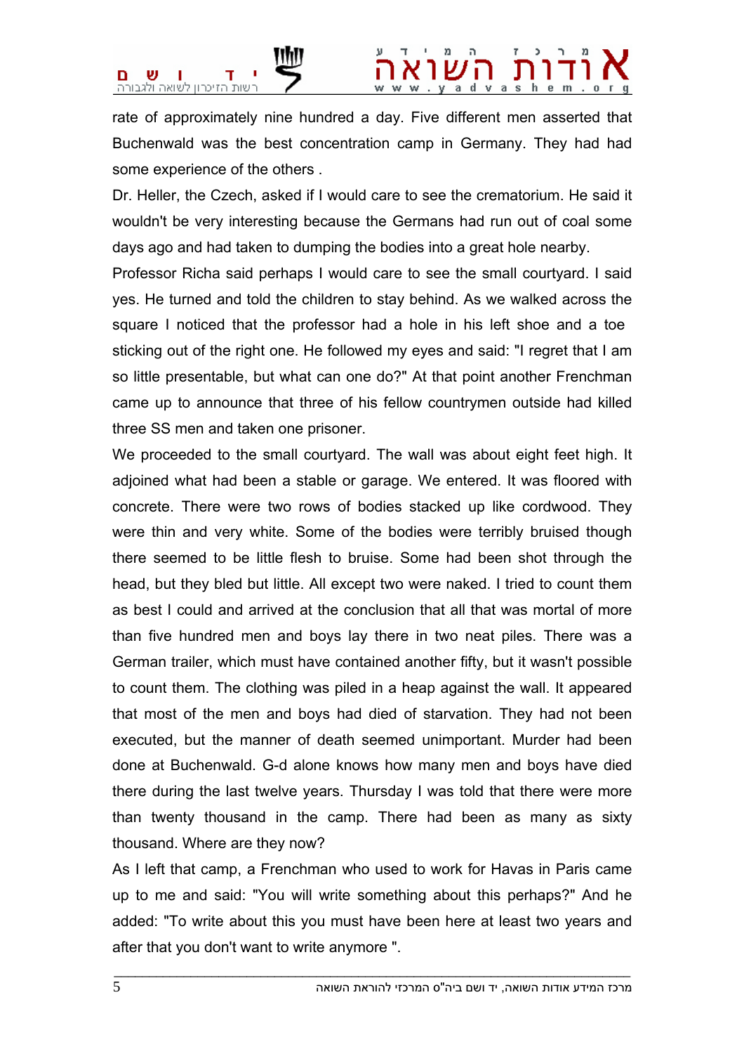rate of approximately nine hundred a day. Five different men asserted that Buchenwald was the best concentration camp in Germany. They had had some experience of the others .

Dr. Heller, the Czech, asked if I would care to see the crematorium. He said it wouldn't be very interesting because the Germans had run out of coal some days ago and had taken to dumping the bodies into a great hole nearby.

Professor Richa said perhaps I would care to see the small courtyard. I said yes. He turned and told the children to stay behind. As we walked across the square I noticed that the professor had a hole in his left shoe and a toe sticking out of the right one. He followed my eyes and said: "I regret that I am so little presentable, but what can one do?" At that point another Frenchman came up to announce that three of his fellow countrymen outside had killed three SS men and taken one prisoner.

We proceeded to the small courtyard. The wall was about eight feet high. It adjoined what had been a stable or garage. We entered. It was floored with concrete. There were two rows of bodies stacked up like cordwood. They were thin and very white. Some of the bodies were terribly bruised though there seemed to be little flesh to bruise. Some had been shot through the head, but they bled but little. All except two were naked. I tried to count them as best I could and arrived at the conclusion that all that was mortal of more than five hundred men and boys lay there in two neat piles. There was a German trailer, which must have contained another fifty, but it wasn't possible to count them. The clothing was piled in a heap against the wall. It appeared that most of the men and boys had died of starvation. They had not been executed, but the manner of death seemed unimportant. Murder had been done at Buchenwald. G-d alone knows how many men and boys have died there during the last twelve years. Thursday I was told that there were more than twenty thousand in the camp. There had been as many as sixty thousand. Where are they now?

As I left that camp, a Frenchman who used to work for Havas in Paris came up to me and said: "You will write something about this perhaps?" And he added: "To write about this you must have been here at least two years and after that you don't want to write anymore ".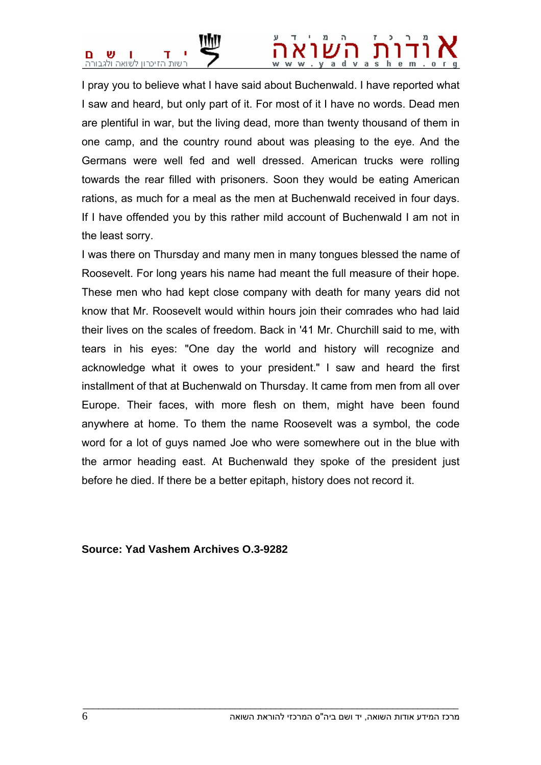I pray you to believe what I have said about Buchenwald. I have reported what I saw and heard, but only part of it. For most of it I have no words. Dead men are plentiful in war, but the living dead, more than twenty thousand of them in one camp, and the country round about was pleasing to the eye. And the Germans were well fed and well dressed. American trucks were rolling towards the rear filled with prisoners. Soon they would be eating American rations, as much for a meal as the men at Buchenwald received in four days. If I have offended you by this rather mild account of Buchenwald I am not in the least sorry.

I was there on Thursday and many men in many tongues blessed the name of Roosevelt. For long years his name had meant the full measure of their hope. These men who had kept close company with death for many years did not know that Mr. Roosevelt would within hours join their comrades who had laid their lives on the scales of freedom. Back in '41 Mr. Churchill said to me, with tears in his eyes: "One day the world and history will recognize and acknowledge what it owes to your president." I saw and heard the first installment of that at Buchenwald on Thursday. It came from men from all over Europe. Their faces, with more flesh on them, might have been found anywhere at home. To them the name Roosevelt was a symbol, the code word for a lot of guys named Joe who were somewhere out in the blue with the armor heading east. At Buchenwald they spoke of the president just before he died. If there be a better epitaph, history does not record it.

**Source: Yad Vashem Archives O.3-9282**